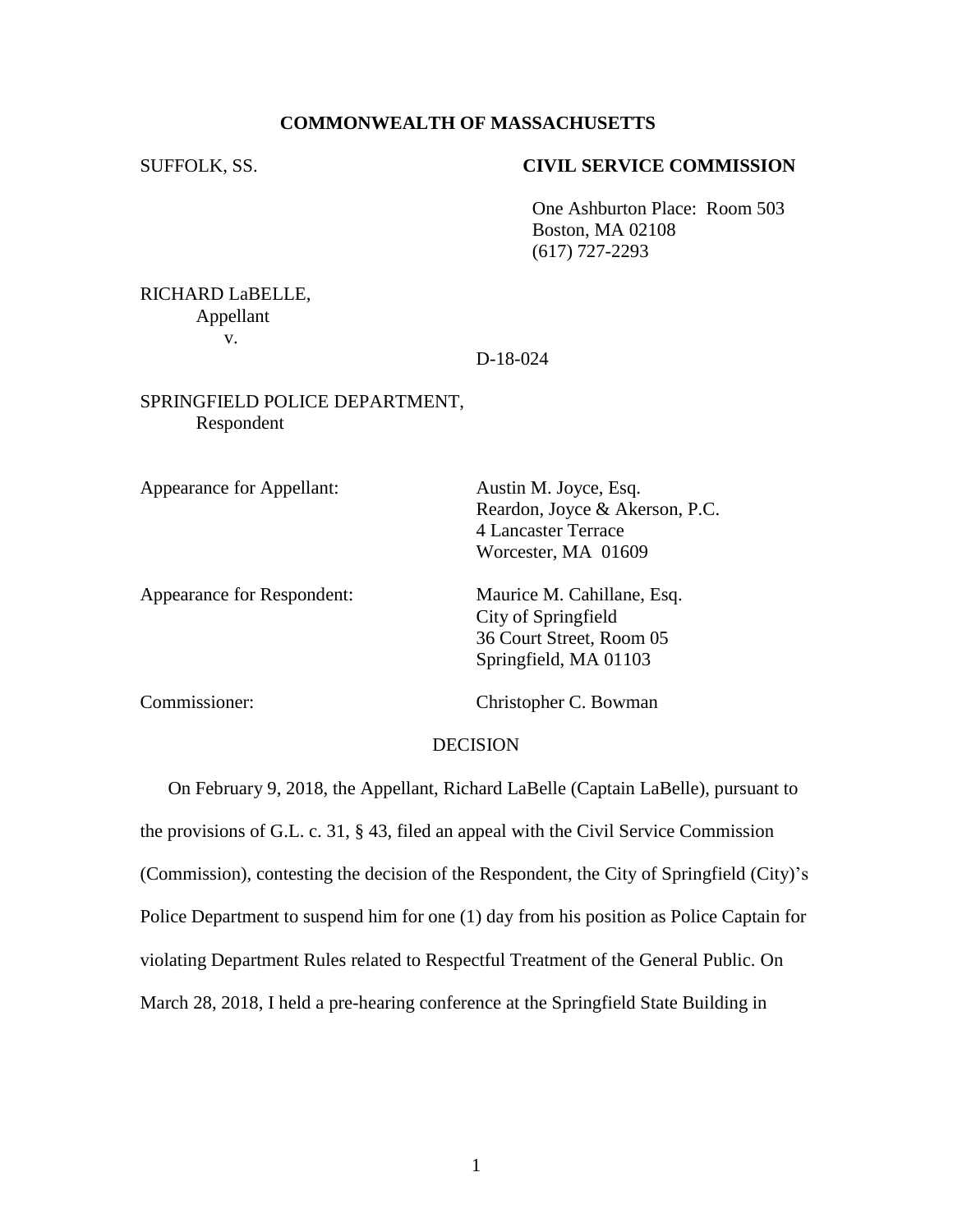**COMMONWEALTH OF MASSACHUSETTS**

SUFFOLK, SS.

**CIVIL SERVICE COMMISSION**

One Ashburton Place: Room 503
Boston, MA 02108
(617) 727-2293

RICHARD LaBELLE,
Appellant
v.

D-18-024

SPRINGFIELD POLICE DEPARTMENT,
Respondent

Appearance for Appellant: Austin M. Joyce, Esq.
Reardon, Joyce & Akerson, P.C.
4 Lancaster Terrace
Worcester, MA 01609

Appearance for Respondent: Maurice M. Cahillane, Esq.
City of Springfield
36 Court Street, Room 05
Springfield, MA 01103

Commissioner: Christopher C. Bowman

DECISION

On February 9, 2018, the Appellant, Richard LaBelle (Captain LaBelle), pursuant to the provisions of G.L. c. 31, § 43, filed an appeal with the Civil Service Commission (Commission), contesting the decision of the Respondent, the City of Springfield (City)'s Police Department to suspend him for one (1) day from his position as Police Captain for violating Department Rules related to Respectful Treatment of the General Public. On March 28, 2018, I held a pre-hearing conference at the Springfield State Building in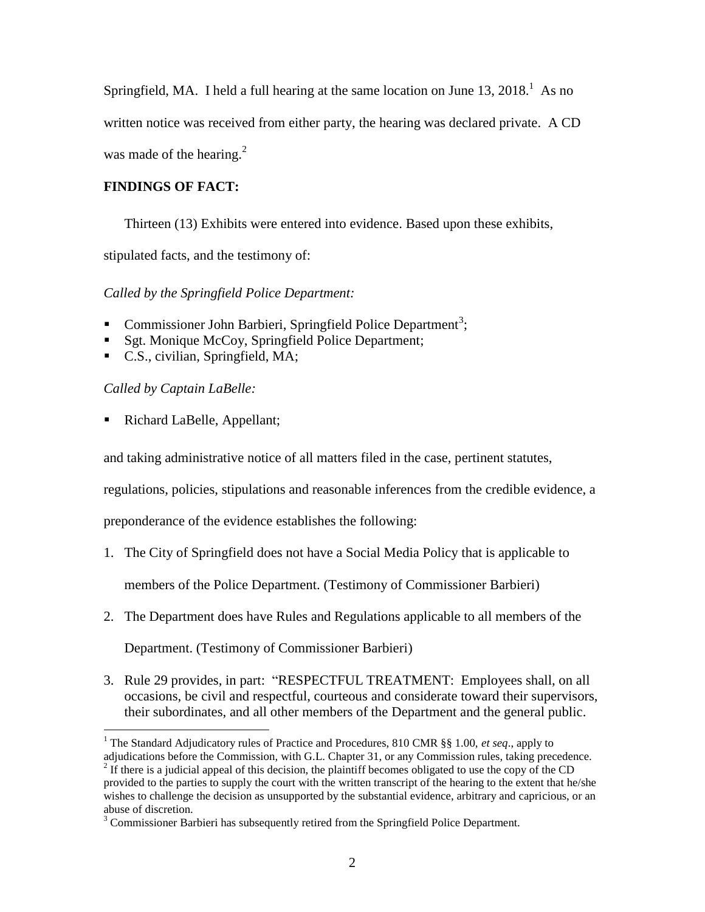Springfield, MA. I held a full hearing at the same location on June 13, 2018.[1] As no written notice was received from either party, the hearing was declared private. A CD was made of the hearing.[2]

**FINDINGS OF FACT:**

Thirteen (13) Exhibits were entered into evidence. Based upon these exhibits, stipulated facts, and the testimony of:

*Called by the Springfield Police Department:*

- Commissioner John Barbieri, Springfield Police Department[3];
- Sgt. Monique McCoy, Springfield Police Department;
- C.S., civilian, Springfield, MA;

*Called by Captain LaBelle:*

- Richard LaBelle, Appellant;

and taking administrative notice of all matters filed in the case, pertinent statutes, regulations, policies, stipulations and reasonable inferences from the credible evidence, a preponderance of the evidence establishes the following:

1. The City of Springfield does not have a Social Media Policy that is applicable to members of the Police Department. (Testimony of Commissioner Barbieri)
2. The Department does have Rules and Regulations applicable to all members of the Department. (Testimony of Commissioner Barbieri)
3. Rule 29 provides, in part: "RESPECTFUL TREATMENT: Employees shall, on all occasions, be civil and respectful, courteous and considerate toward their supervisors, their subordinates, and all other members of the Department and the general public.

---

[1] The Standard Adjudicatory rules of Practice and Procedures, 810 CMR §§ 1.00, *et seq*., apply to adjudications before the Commission, with G.L. Chapter 31, or any Commission rules, taking precedence.

[2] If there is a judicial appeal of this decision, the plaintiff becomes obligated to use the copy of the CD provided to the parties to supply the court with the written transcript of the hearing to the extent that he/she wishes to challenge the decision as unsupported by the substantial evidence, arbitrary and capricious, or an abuse of discretion.

[3] Commissioner Barbieri has subsequently retired from the Springfield Police Department.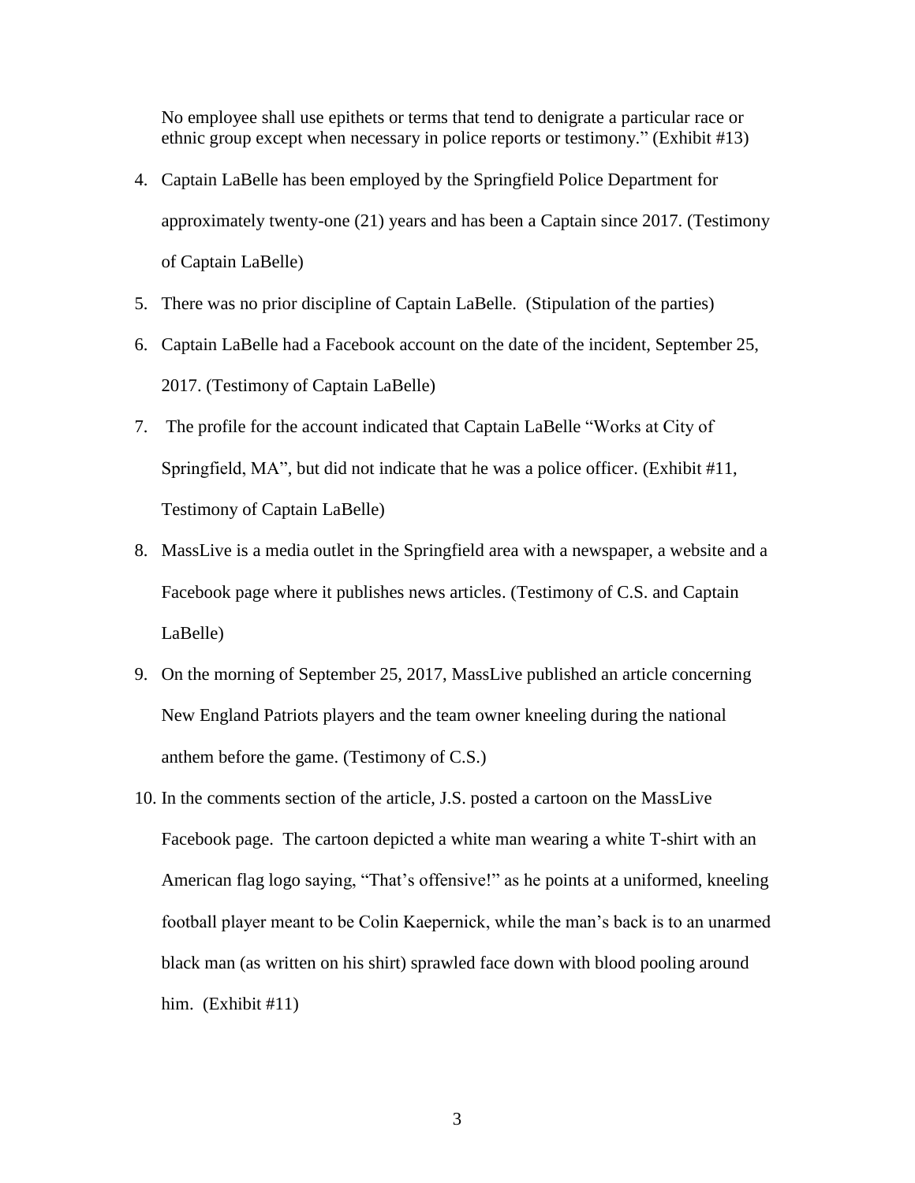No employee shall use epithets or terms that tend to denigrate a particular race or ethnic group except when necessary in police reports or testimony." (Exhibit #13)

4. Captain LaBelle has been employed by the Springfield Police Department for approximately twenty-one (21) years and has been a Captain since 2017. (Testimony of Captain LaBelle)
5. There was no prior discipline of Captain LaBelle. (Stipulation of the parties)
6. Captain LaBelle had a Facebook account on the date of the incident, September 25, 2017. (Testimony of Captain LaBelle)
7. The profile for the account indicated that Captain LaBelle "Works at City of Springfield, MA", but did not indicate that he was a police officer. (Exhibit #11, Testimony of Captain LaBelle)
8. MassLive is a media outlet in the Springfield area with a newspaper, a website and a Facebook page where it publishes news articles. (Testimony of C.S. and Captain LaBelle)
9. On the morning of September 25, 2017, MassLive published an article concerning New England Patriots players and the team owner kneeling during the national anthem before the game. (Testimony of C.S.)
10. In the comments section of the article, J.S. posted a cartoon on the MassLive Facebook page. The cartoon depicted a white man wearing a white T-shirt with an American flag logo saying, "That's offensive!" as he points at a uniformed, kneeling football player meant to be Colin Kaepernick, while the man's back is to an unarmed black man (as written on his shirt) sprawled face down with blood pooling around him. (Exhibit #11)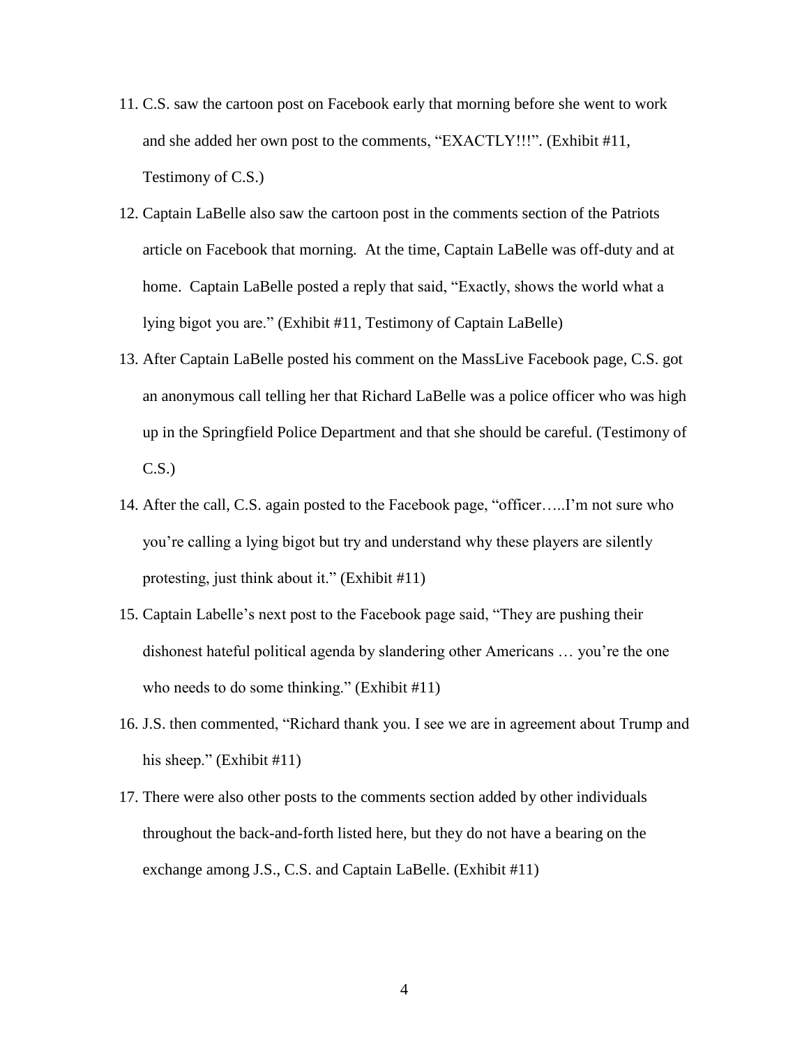11. C.S. saw the cartoon post on Facebook early that morning before she went to work and she added her own post to the comments, "EXACTLY!!!". (Exhibit #11, Testimony of C.S.)

12. Captain LaBelle also saw the cartoon post in the comments section of the Patriots article on Facebook that morning. At the time, Captain LaBelle was off-duty and at home. Captain LaBelle posted a reply that said, "Exactly, shows the world what a lying bigot you are." (Exhibit #11, Testimony of Captain LaBelle)

13. After Captain LaBelle posted his comment on the MassLive Facebook page, C.S. got an anonymous call telling her that Richard LaBelle was a police officer who was high up in the Springfield Police Department and that she should be careful. (Testimony of C.S.)

14. After the call, C.S. again posted to the Facebook page, "officer…..I'm not sure who you're calling a lying bigot but try and understand why these players are silently protesting, just think about it." (Exhibit #11)

15. Captain Labelle's next post to the Facebook page said, "They are pushing their dishonest hateful political agenda by slandering other Americans … you're the one who needs to do some thinking." (Exhibit #11)

16. J.S. then commented, "Richard thank you. I see we are in agreement about Trump and his sheep." (Exhibit #11)

17. There were also other posts to the comments section added by other individuals throughout the back-and-forth listed here, but they do not have a bearing on the exchange among J.S., C.S. and Captain LaBelle. (Exhibit #11)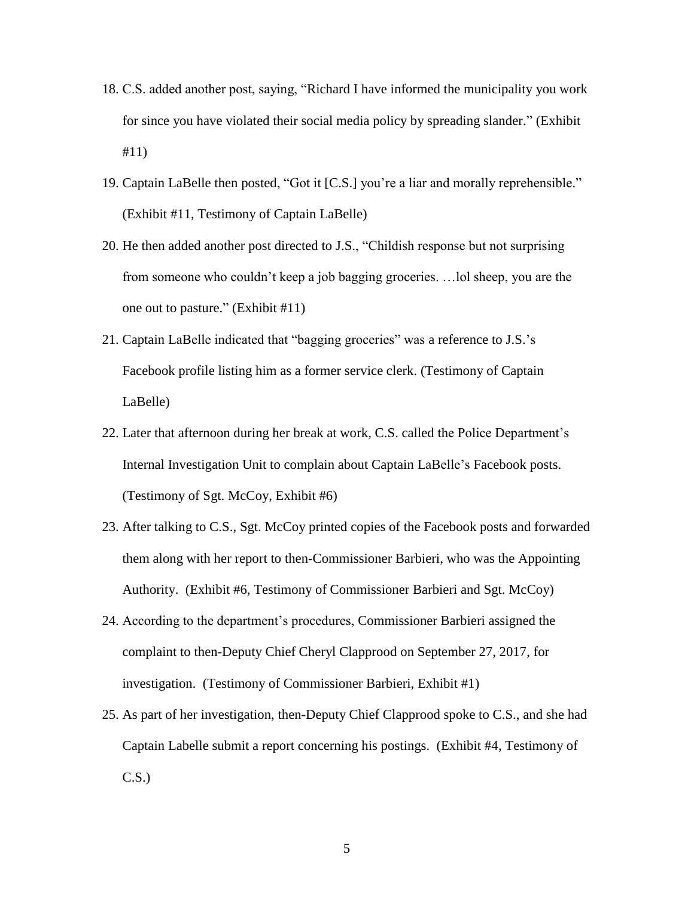18. C.S. added another post, saying, "Richard I have informed the municipality you work for since you have violated their social media policy by spreading slander." (Exhibit #11)
19. Captain LaBelle then posted, "Got it [C.S.] you're a liar and morally reprehensible." (Exhibit #11, Testimony of Captain LaBelle)
20. He then added another post directed to J.S., "Childish response but not surprising from someone who couldn't keep a job bagging groceries. …lol sheep, you are the one out to pasture." (Exhibit #11)
21. Captain LaBelle indicated that "bagging groceries" was a reference to J.S.'s Facebook profile listing him as a former service clerk. (Testimony of Captain LaBelle)
22. Later that afternoon during her break at work, C.S. called the Police Department's Internal Investigation Unit to complain about Captain LaBelle's Facebook posts. (Testimony of Sgt. McCoy, Exhibit #6)
23. After talking to C.S., Sgt. McCoy printed copies of the Facebook posts and forwarded them along with her report to then-Commissioner Barbieri, who was the Appointing Authority. (Exhibit #6, Testimony of Commissioner Barbieri and Sgt. McCoy)
24. According to the department's procedures, Commissioner Barbieri assigned the complaint to then-Deputy Chief Cheryl Clapprood on September 27, 2017, for investigation. (Testimony of Commissioner Barbieri, Exhibit #1)
25. As part of her investigation, then-Deputy Chief Clapprood spoke to C.S., and she had Captain Labelle submit a report concerning his postings. (Exhibit #4, Testimony of C.S.)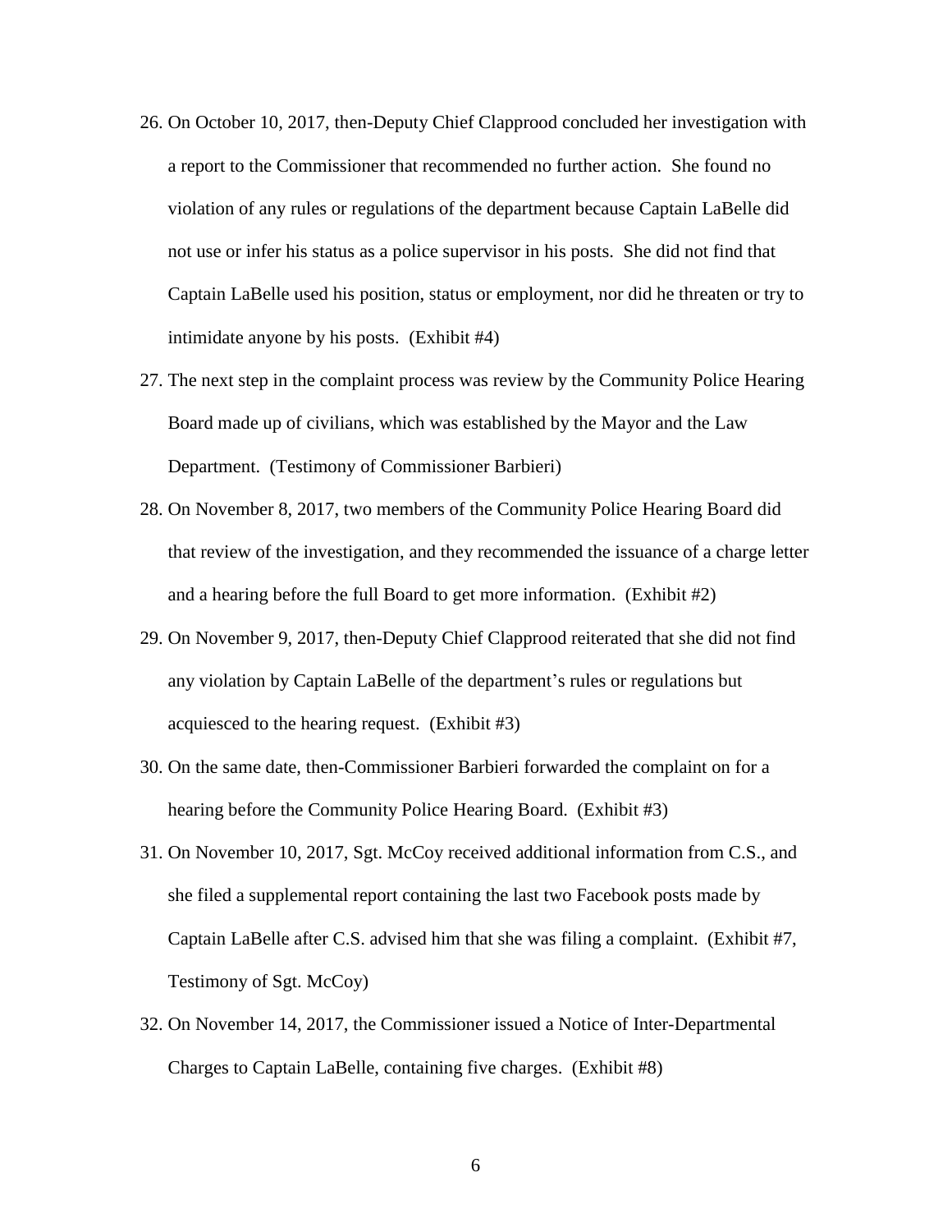26. On October 10, 2017, then-Deputy Chief Clapprood concluded her investigation with a report to the Commissioner that recommended no further action. She found no violation of any rules or regulations of the department because Captain LaBelle did not use or infer his status as a police supervisor in his posts. She did not find that Captain LaBelle used his position, status or employment, nor did he threaten or try to intimidate anyone by his posts. (Exhibit #4)
27. The next step in the complaint process was review by the Community Police Hearing Board made up of civilians, which was established by the Mayor and the Law Department. (Testimony of Commissioner Barbieri)
28. On November 8, 2017, two members of the Community Police Hearing Board did that review of the investigation, and they recommended the issuance of a charge letter and a hearing before the full Board to get more information. (Exhibit #2)
29. On November 9, 2017, then-Deputy Chief Clapprood reiterated that she did not find any violation by Captain LaBelle of the department's rules or regulations but acquiesced to the hearing request. (Exhibit #3)
30. On the same date, then-Commissioner Barbieri forwarded the complaint on for a hearing before the Community Police Hearing Board. (Exhibit #3)
31. On November 10, 2017, Sgt. McCoy received additional information from C.S., and she filed a supplemental report containing the last two Facebook posts made by Captain LaBelle after C.S. advised him that she was filing a complaint. (Exhibit #7, Testimony of Sgt. McCoy)
32. On November 14, 2017, the Commissioner issued a Notice of Inter-Departmental Charges to Captain LaBelle, containing five charges. (Exhibit #8)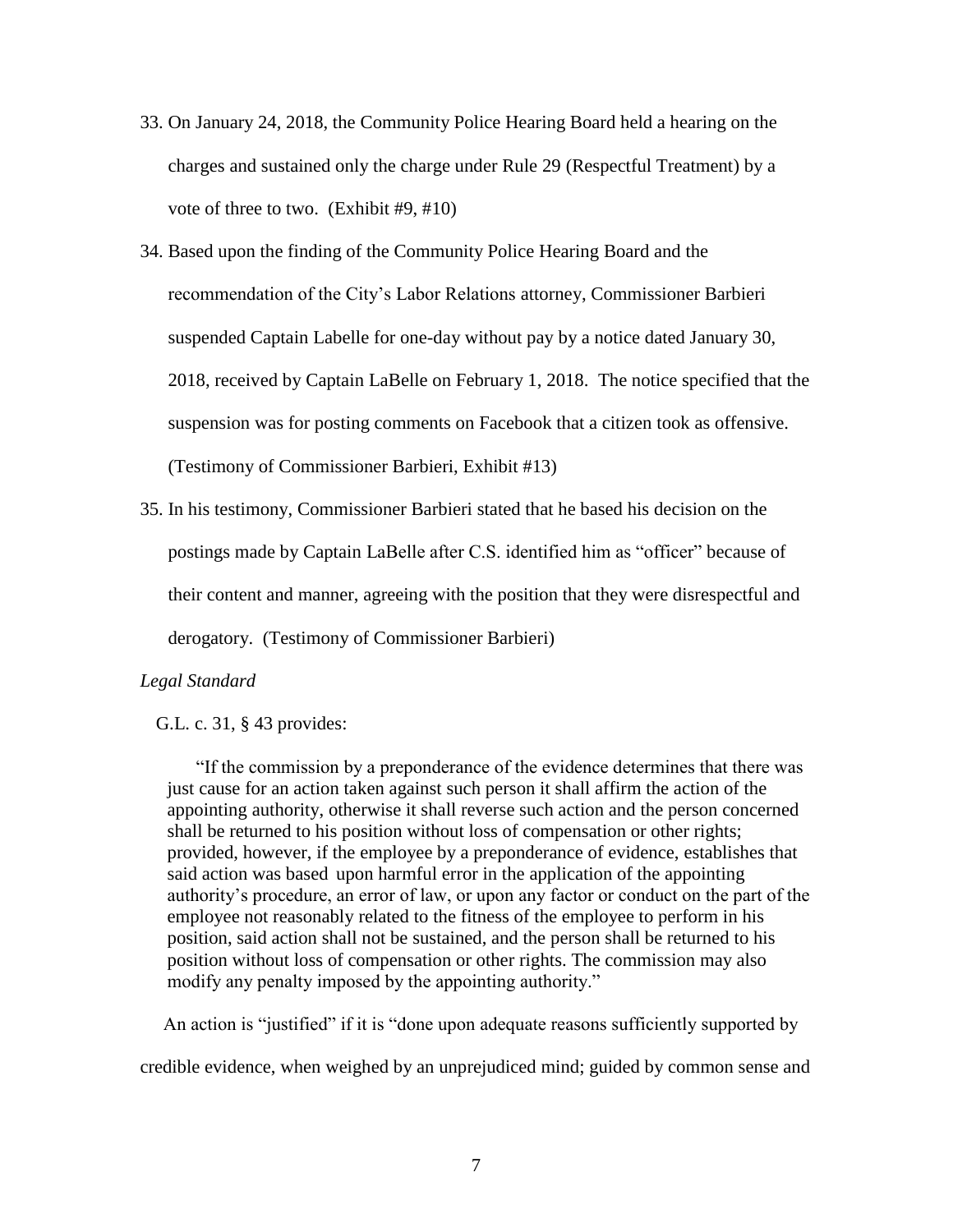33. On January 24, 2018, the Community Police Hearing Board held a hearing on the charges and sustained only the charge under Rule 29 (Respectful Treatment) by a vote of three to two. (Exhibit #9, #10)

34. Based upon the finding of the Community Police Hearing Board and the recommendation of the City's Labor Relations attorney, Commissioner Barbieri suspended Captain Labelle for one-day without pay by a notice dated January 30, 2018, received by Captain LaBelle on February 1, 2018. The notice specified that the suspension was for posting comments on Facebook that a citizen took as offensive. (Testimony of Commissioner Barbieri, Exhibit #13)

35. In his testimony, Commissioner Barbieri stated that he based his decision on the postings made by Captain LaBelle after C.S. identified him as "officer" because of their content and manner, agreeing with the position that they were disrespectful and derogatory. (Testimony of Commissioner Barbieri)

*Legal Standard*

G.L. c. 31, § 43 provides:

> "If the commission by a preponderance of the evidence determines that there was just cause for an action taken against such person it shall affirm the action of the appointing authority, otherwise it shall reverse such action and the person concerned shall be returned to his position without loss of compensation or other rights; provided, however, if the employee by a preponderance of evidence, establishes that said action was based upon harmful error in the application of the appointing authority's procedure, an error of law, or upon any factor or conduct on the part of the employee not reasonably related to the fitness of the employee to perform in his position, said action shall not be sustained, and the person shall be returned to his position without loss of compensation or other rights. The commission may also modify any penalty imposed by the appointing authority."

An action is "justified" if it is "done upon adequate reasons sufficiently supported by credible evidence, when weighed by an unprejudiced mind; guided by common sense and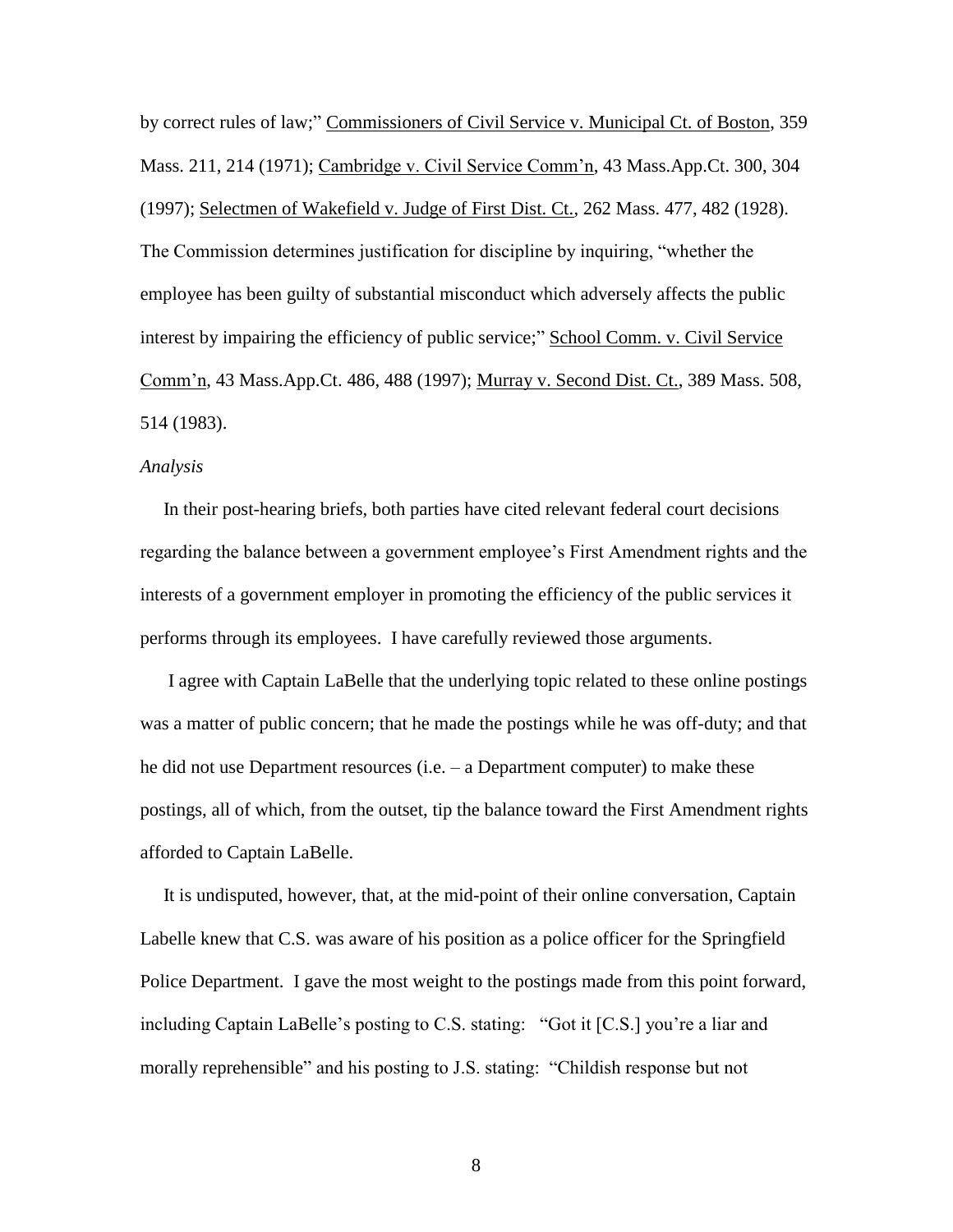by correct rules of law;" Commissioners of Civil Service v. Municipal Ct. of Boston, 359 Mass. 211, 214 (1971); Cambridge v. Civil Service Comm'n, 43 Mass.App.Ct. 300, 304 (1997); Selectmen of Wakefield v. Judge of First Dist. Ct., 262 Mass. 477, 482 (1928). The Commission determines justification for discipline by inquiring, "whether the employee has been guilty of substantial misconduct which adversely affects the public interest by impairing the efficiency of public service;" School Comm. v. Civil Service Comm'n, 43 Mass.App.Ct. 486, 488 (1997); Murray v. Second Dist. Ct., 389 Mass. 508, 514 (1983).

*Analysis*

In their post-hearing briefs, both parties have cited relevant federal court decisions regarding the balance between a government employee's First Amendment rights and the interests of a government employer in promoting the efficiency of the public services it performs through its employees. I have carefully reviewed those arguments.

I agree with Captain LaBelle that the underlying topic related to these online postings was a matter of public concern; that he made the postings while he was off-duty; and that he did not use Department resources (i.e. – a Department computer) to make these postings, all of which, from the outset, tip the balance toward the First Amendment rights afforded to Captain LaBelle.

It is undisputed, however, that, at the mid-point of their online conversation, Captain Labelle knew that C.S. was aware of his position as a police officer for the Springfield Police Department. I gave the most weight to the postings made from this point forward, including Captain LaBelle's posting to C.S. stating: "Got it [C.S.] you're a liar and morally reprehensible" and his posting to J.S. stating: "Childish response but not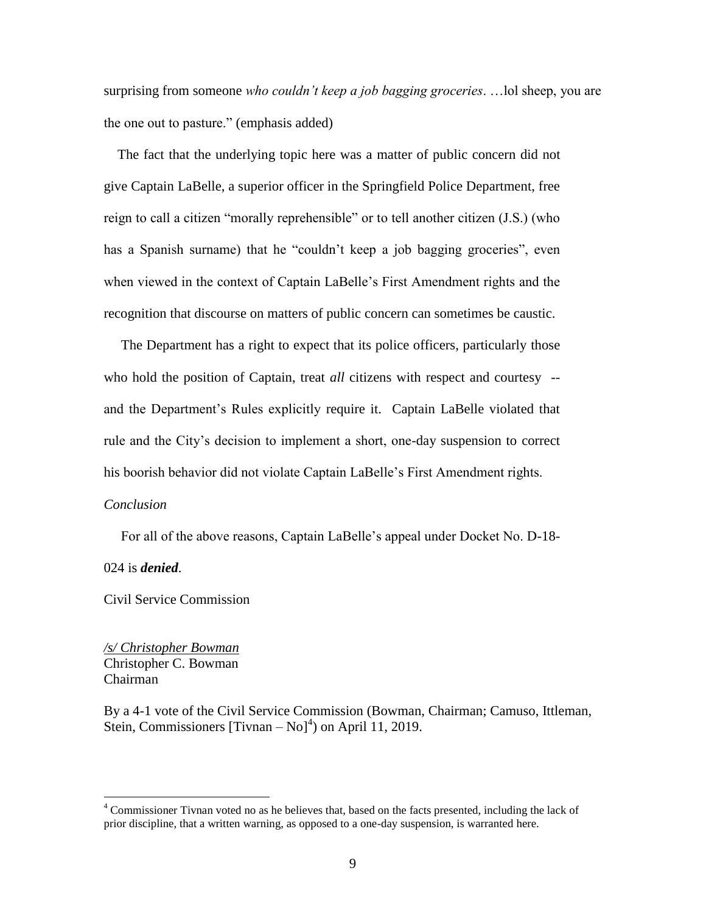surprising from someone *who couldn't keep a job bagging groceries*. …lol sheep, you are the one out to pasture." (emphasis added)

The fact that the underlying topic here was a matter of public concern did not give Captain LaBelle, a superior officer in the Springfield Police Department, free reign to call a citizen "morally reprehensible" or to tell another citizen (J.S.) (who has a Spanish surname) that he "couldn't keep a job bagging groceries", even when viewed in the context of Captain LaBelle's First Amendment rights and the recognition that discourse on matters of public concern can sometimes be caustic.

The Department has a right to expect that its police officers, particularly those who hold the position of Captain, treat *all* citizens with respect and courtesy -- and the Department's Rules explicitly require it. Captain LaBelle violated that rule and the City's decision to implement a short, one-day suspension to correct his boorish behavior did not violate Captain LaBelle's First Amendment rights.

*Conclusion*

For all of the above reasons, Captain LaBelle's appeal under Docket No. D-18-024 is ***denied***.

Civil Service Commission

*/s/ Christopher Bowman*
Christopher C. Bowman
Chairman

By a 4-1 vote of the Civil Service Commission (Bowman, Chairman; Camuso, Ittleman, Stein, Commissioners [Tivnan – No][4]) on April 11, 2019.

---

[4] Commissioner Tivnan voted no as he believes that, based on the facts presented, including the lack of prior discipline, that a written warning, as opposed to a one-day suspension, is warranted here.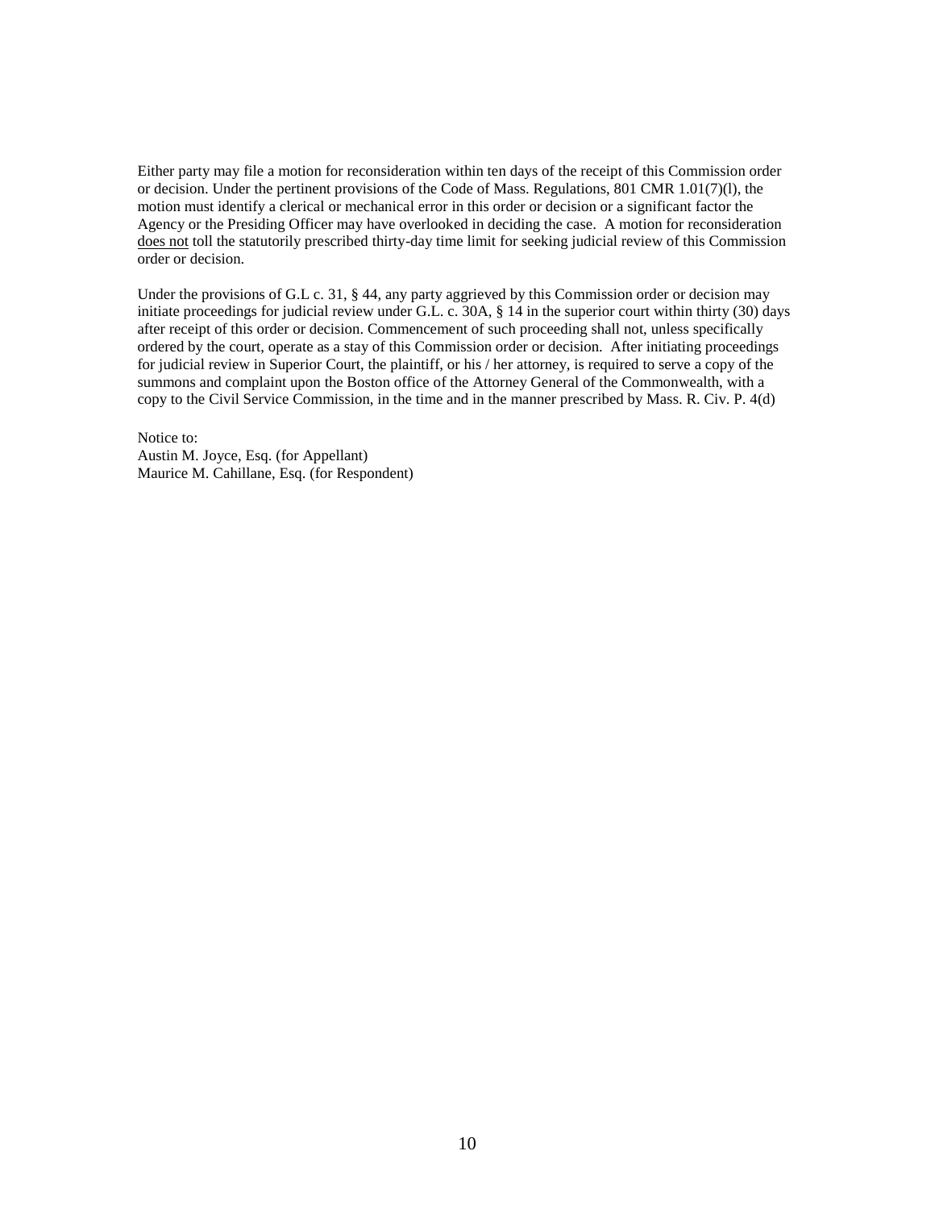Either party may file a motion for reconsideration within ten days of the receipt of this Commission order or decision. Under the pertinent provisions of the Code of Mass. Regulations, 801 CMR 1.01(7)(l), the motion must identify a clerical or mechanical error in this order or decision or a significant factor the Agency or the Presiding Officer may have overlooked in deciding the case. A motion for reconsideration does not toll the statutorily prescribed thirty-day time limit for seeking judicial review of this Commission order or decision.

Under the provisions of G.L c. 31, § 44, any party aggrieved by this Commission order or decision may initiate proceedings for judicial review under G.L. c. 30A, § 14 in the superior court within thirty (30) days after receipt of this order or decision. Commencement of such proceeding shall not, unless specifically ordered by the court, operate as a stay of this Commission order or decision. After initiating proceedings for judicial review in Superior Court, the plaintiff, or his / her attorney, is required to serve a copy of the summons and complaint upon the Boston office of the Attorney General of the Commonwealth, with a copy to the Civil Service Commission, in the time and in the manner prescribed by Mass. R. Civ. P. 4(d)

Notice to:  
Austin M. Joyce, Esq. (for Appellant)  
Maurice M. Cahillane, Esq. (for Respondent)